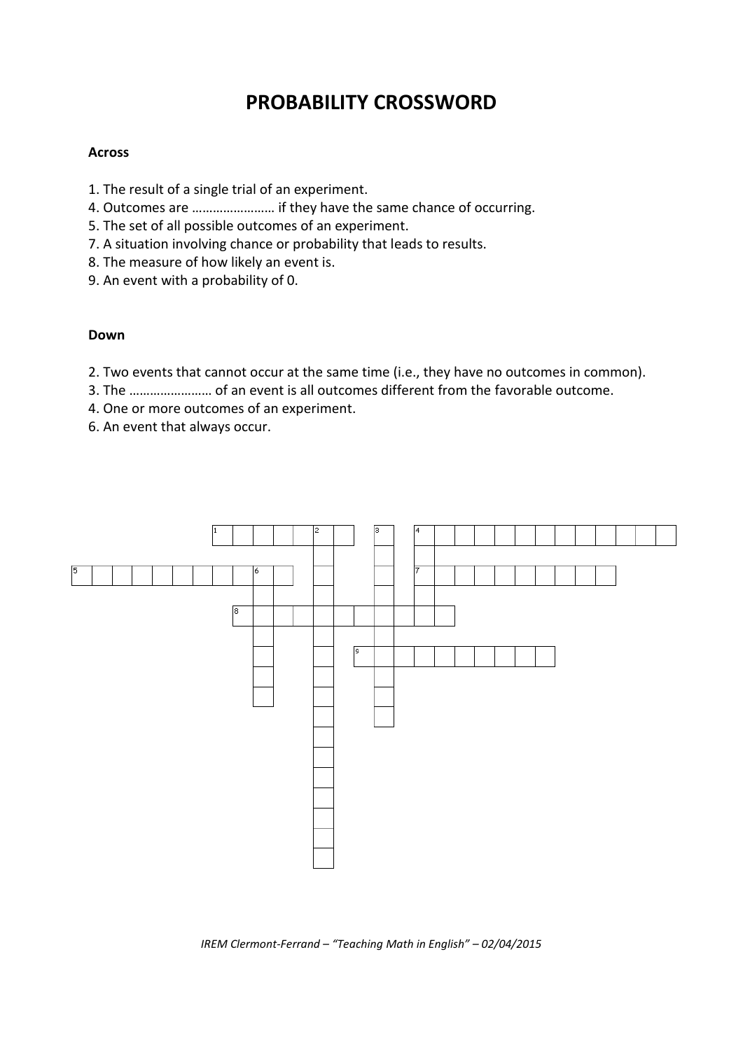# PROBABILITY CROSSWORD

**Across**

1. The result of a single trial of an experiment.
4. Outcomes are …………………… if they have the same chance of occurring.
5. The set of all possible outcomes of an experiment.
7. A situation involving chance or probability that leads to results.
8. The measure of how likely an event is.
9. An event with a probability of 0.

**Down**

2. Two events that cannot occur at the same time (i.e., they have no outcomes in common).
3. The …………………… of an event is all outcomes different from the favorable outcome.
4. One or more outcomes of an experiment.
6. An event that always occur.

*IREM Clermont-Ferrand – "Teaching Math in English" – 02/04/2015*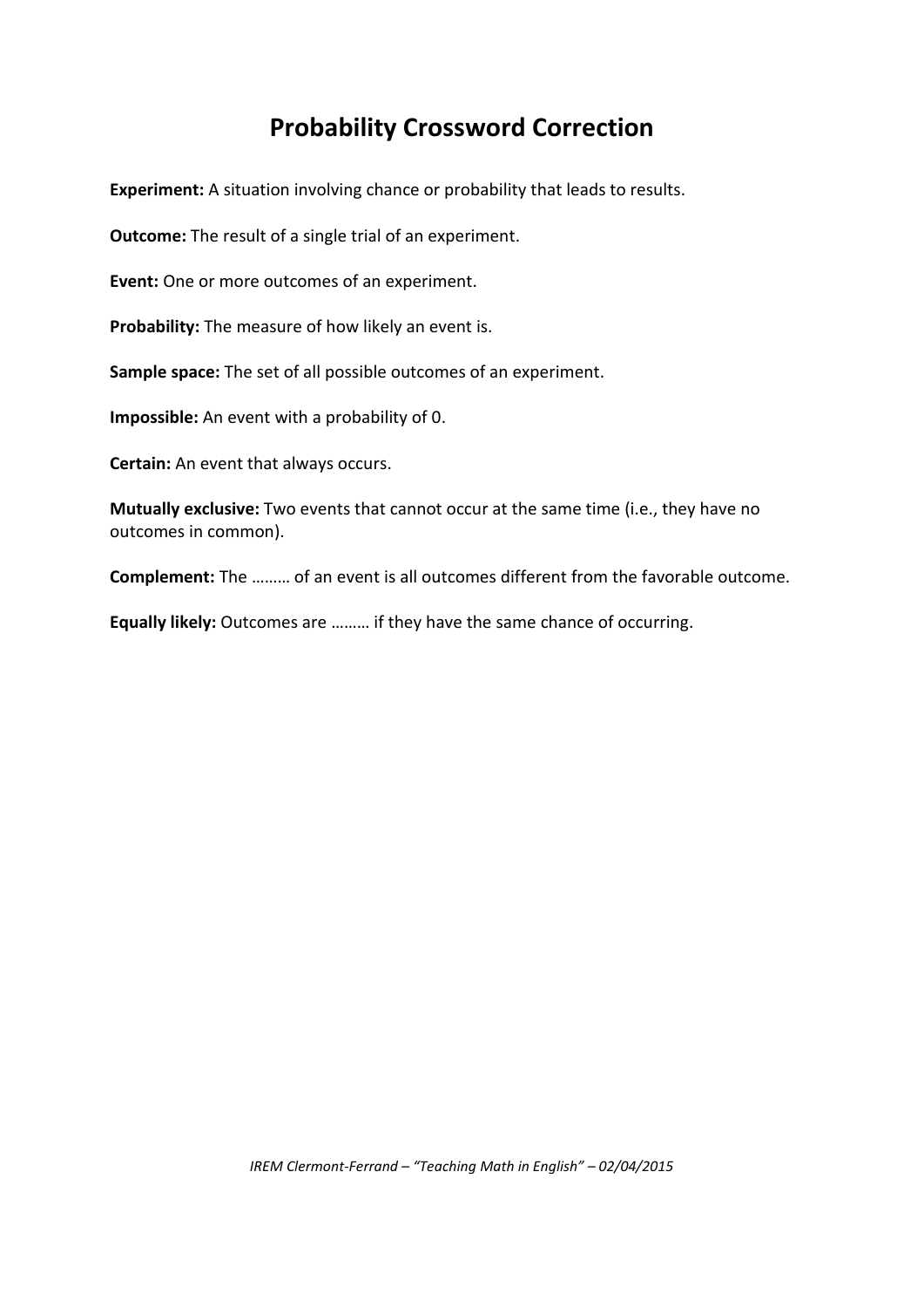# Probability Crossword Correction

**Experiment:** A situation involving chance or probability that leads to results.

**Outcome:** The result of a single trial of an experiment.

**Event:** One or more outcomes of an experiment.

**Probability:** The measure of how likely an event is.

**Sample space:** The set of all possible outcomes of an experiment.

**Impossible:** An event with a probability of 0.

**Certain:** An event that always occurs.

**Mutually exclusive:** Two events that cannot occur at the same time (i.e., they have no outcomes in common).

**Complement:** The ……… of an event is all outcomes different from the favorable outcome.

**Equally likely:** Outcomes are ……… if they have the same chance of occurring.